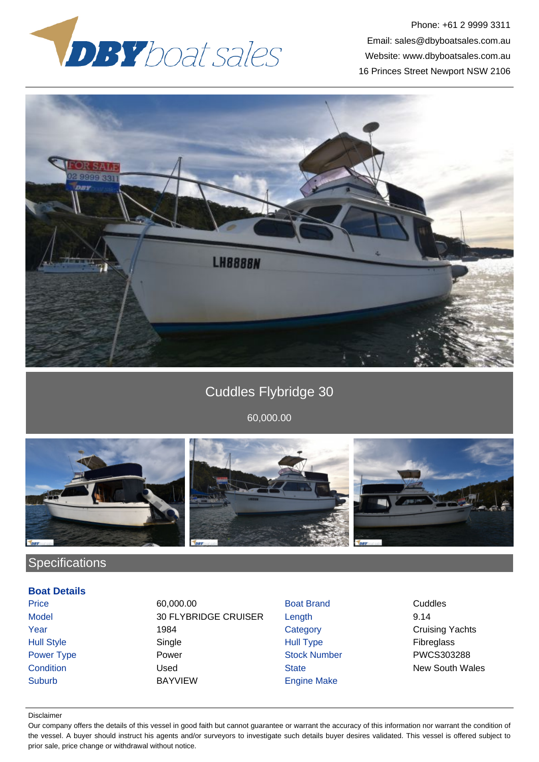Phone: +61 2 9999 3311
Email: sales@dbyboatsales.com.au
Website: www.dbyboatsales.com.au
16 Princes Street Newport NSW 2106

# Cuddles Flybridge 30

60,000.00

## Specifications

### Boat Details

| | | | |
|---|---|---|---|
| Price | 60,000.00 | Boat Brand | Cuddles |
| Model | 30 FLYBRIDGE CRUISER | Length | 9.14 |
| Year | 1984 | Category | Cruising Yachts |
| Hull Style | Single | Hull Type | Fibreglass |
| Power Type | Power | Stock Number | PWCS303288 |
| Condition | Used | State | New South Wales |
| Suburb | BAYVIEW | Engine Make | |

Disclaimer

Our company offers the details of this vessel in good faith but cannot guarantee or warrant the accuracy of this information nor warrant the condition of the vessel. A buyer should instruct his agents and/or surveyors to investigate such details buyer desires validated. This vessel is offered subject to prior sale, price change or withdrawal without notice.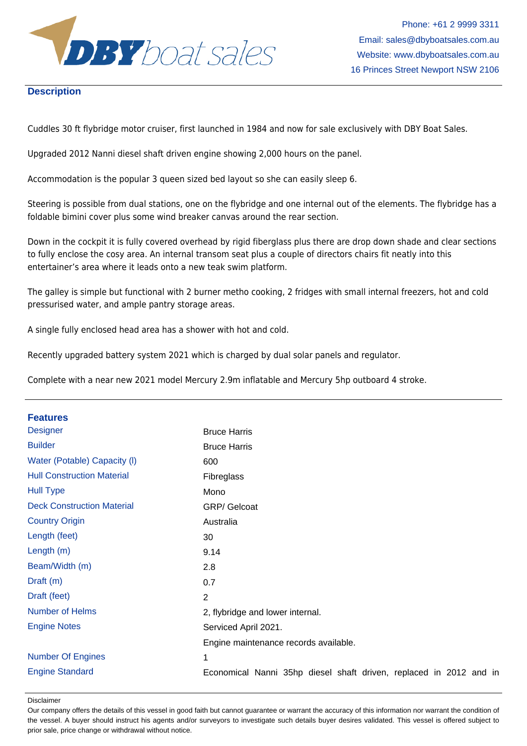## Description

Cuddles 30 ft flybridge motor cruiser, first launched in 1984 and now for sale exclusively with DBY Boat Sales.

Upgraded 2012 Nanni diesel shaft driven engine showing 2,000 hours on the panel.

Accommodation is the popular 3 queen sized bed layout so she can easily sleep 6.

Steering is possible from dual stations, one on the flybridge and one internal out of the elements. The flybridge has a foldable bimini cover plus some wind breaker canvas around the rear section.

Down in the cockpit it is fully covered overhead by rigid fiberglass plus there are drop down shade and clear sections to fully enclose the cosy area. An internal transom seat plus a couple of directors chairs fit neatly into this entertainer's area where it leads onto a new teak swim platform.

The galley is simple but functional with 2 burner metho cooking, 2 fridges with small internal freezers, hot and cold pressurised water, and ample pantry storage areas.

A single fully enclosed head area has a shower with hot and cold.

Recently upgraded battery system 2021 which is charged by dual solar panels and regulator.

Complete with a near new 2021 model Mercury 2.9m inflatable and Mercury 5hp outboard 4 stroke.

## Features

| | |
|---|---|
| Designer | Bruce Harris |
| Builder | Bruce Harris |
| Water (Potable) Capacity (l) | 600 |
| Hull Construction Material | Fibreglass |
| Hull Type | Mono |
| Deck Construction Material | GRP/ Gelcoat |
| Country Origin | Australia |
| Length (feet) | 30 |
| Length (m) | 9.14 |
| Beam/Width (m) | 2.8 |
| Draft (m) | 0.7 |
| Draft (feet) | 2 |
| Number of Helms | 2, flybridge and lower internal. |
| Engine Notes | Serviced April 2021. Engine maintenance records available. |
| Number Of Engines | 1 |
| Engine Standard | Economical Nanni 35hp diesel shaft driven, replaced in 2012 and in |

Disclaimer

Our company offers the details of this vessel in good faith but cannot guarantee or warrant the accuracy of this information nor warrant the condition of the vessel. A buyer should instruct his agents and/or surveyors to investigate such details buyer desires validated. This vessel is offered subject to prior sale, price change or withdrawal without notice.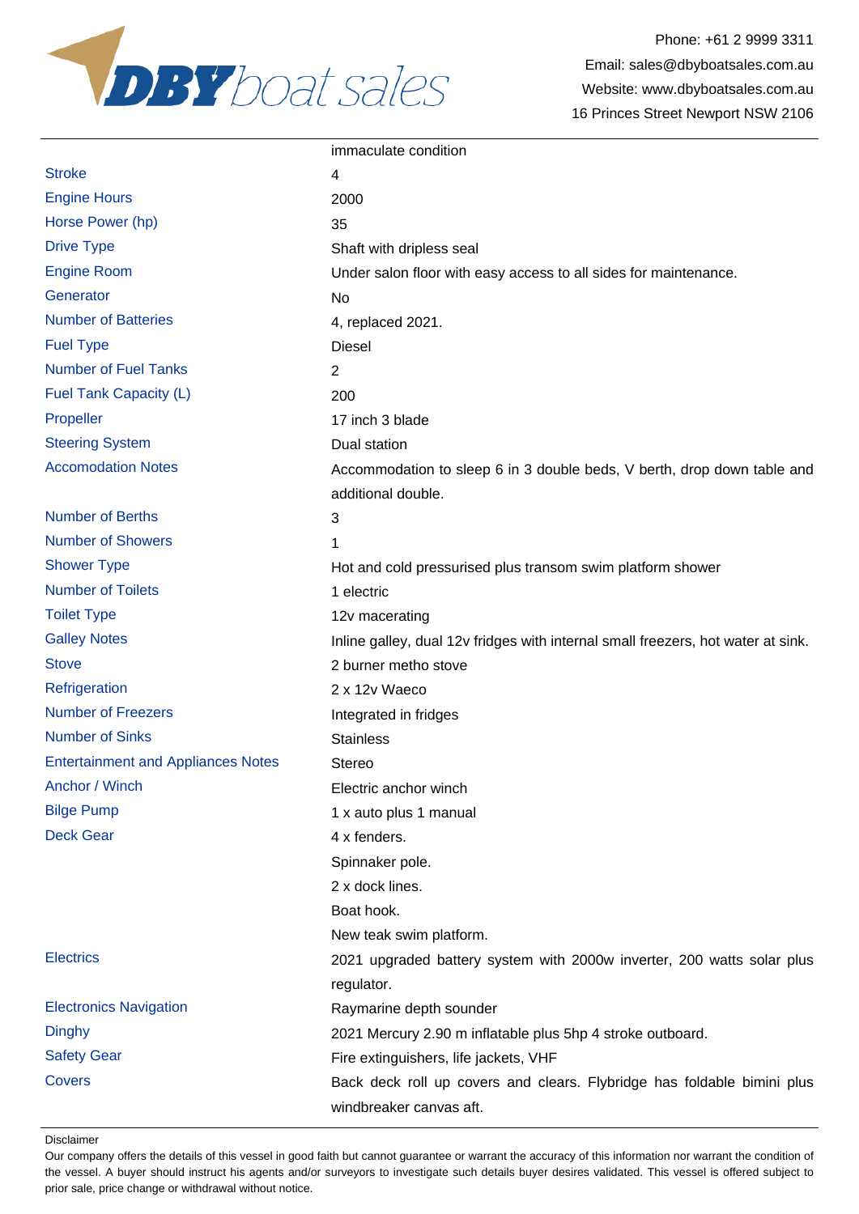| | |
|---|---|
| | immaculate condition |
| Stroke | 4 |
| Engine Hours | 2000 |
| Horse Power (hp) | 35 |
| Drive Type | Shaft with dripless seal |
| Engine Room | Under salon floor with easy access to all sides for maintenance. |
| Generator | No |
| Number of Batteries | 4, replaced 2021. |
| Fuel Type | Diesel |
| Number of Fuel Tanks | 2 |
| Fuel Tank Capacity (L) | 200 |
| Propeller | 17 inch 3 blade |
| Steering System | Dual station |
| Accomodation Notes | Accommodation to sleep 6 in 3 double beds, V berth, drop down table and additional double. |
| Number of Berths | 3 |
| Number of Showers | 1 |
| Shower Type | Hot and cold pressurised plus transom swim platform shower |
| Number of Toilets | 1 electric |
| Toilet Type | 12v macerating |
| Galley Notes | Inline galley, dual 12v fridges with internal small freezers, hot water at sink. |
| Stove | 2 burner metho stove |
| Refrigeration | 2 x 12v Waeco |
| Number of Freezers | Integrated in fridges |
| Number of Sinks | Stainless |
| Entertainment and Appliances Notes | Stereo |
| Anchor / Winch | Electric anchor winch |
| Bilge Pump | 1 x auto plus 1 manual |
| Deck Gear | 4 x fenders.<br>Spinnaker pole.<br>2 x dock lines.<br>Boat hook.<br>New teak swim platform. |
| Electrics | 2021 upgraded battery system with 2000w inverter, 200 watts solar plus regulator. |
| Electronics Navigation | Raymarine depth sounder |
| Dinghy | 2021 Mercury 2.90 m inflatable plus 5hp 4 stroke outboard. |
| Safety Gear | Fire extinguishers, life jackets, VHF |
| Covers | Back deck roll up covers and clears. Flybridge has foldable bimini plus windbreaker canvas aft. |

Disclaimer

Our company offers the details of this vessel in good faith but cannot guarantee or warrant the accuracy of this information nor warrant the condition of the vessel. A buyer should instruct his agents and/or surveyors to investigate such details buyer desires validated. This vessel is offered subject to prior sale, price change or withdrawal without notice.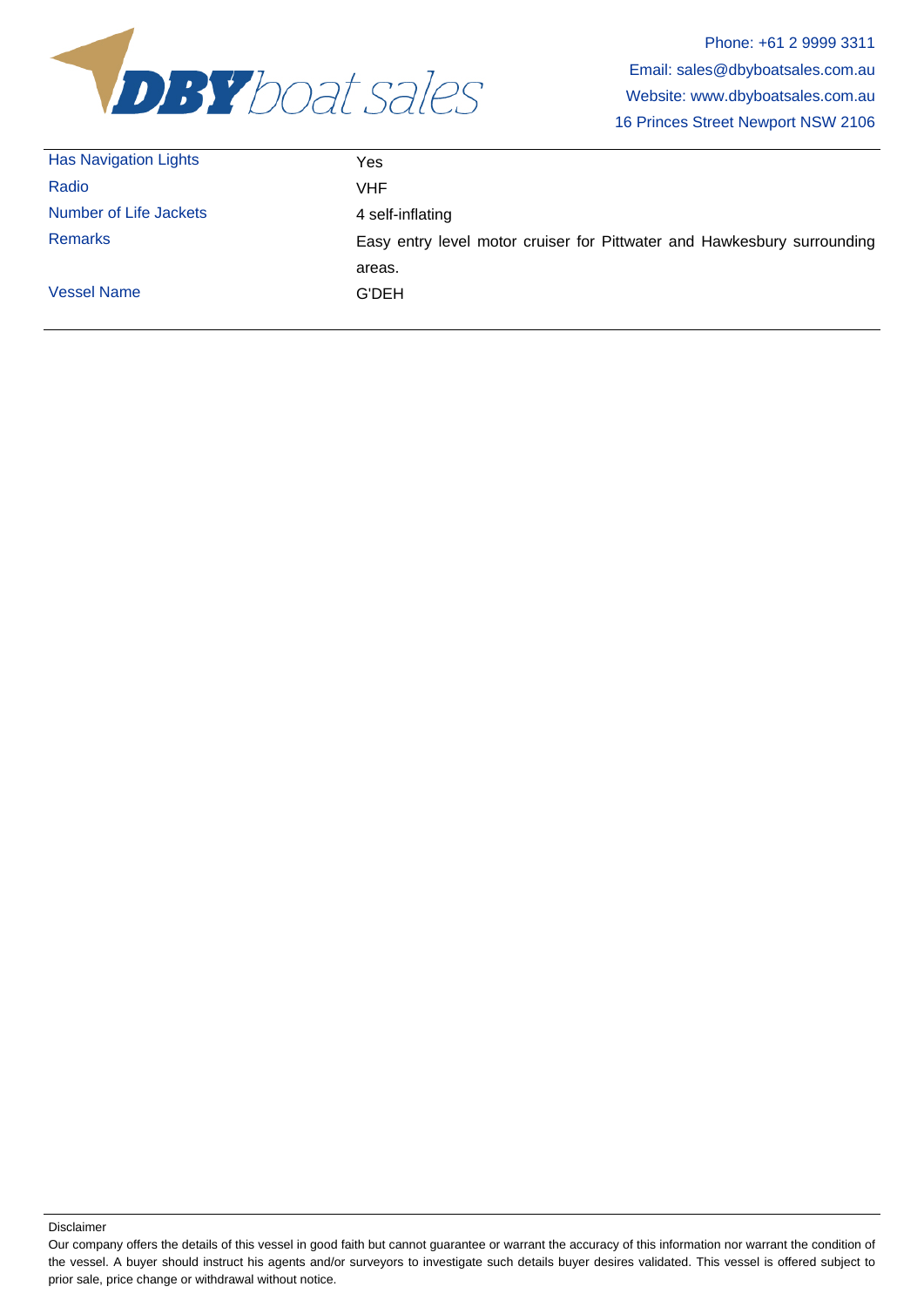| | |
|---|---|
| Has Navigation Lights | Yes |
| Radio | VHF |
| Number of Life Jackets | 4 self-inflating |
| Remarks | Easy entry level motor cruiser for Pittwater and Hawkesbury surrounding areas. |
| Vessel Name | G'DEH |

Disclaimer

Our company offers the details of this vessel in good faith but cannot guarantee or warrant the accuracy of this information nor warrant the condition of the vessel. A buyer should instruct his agents and/or surveyors to investigate such details buyer desires validated. This vessel is offered subject to prior sale, price change or withdrawal without notice.